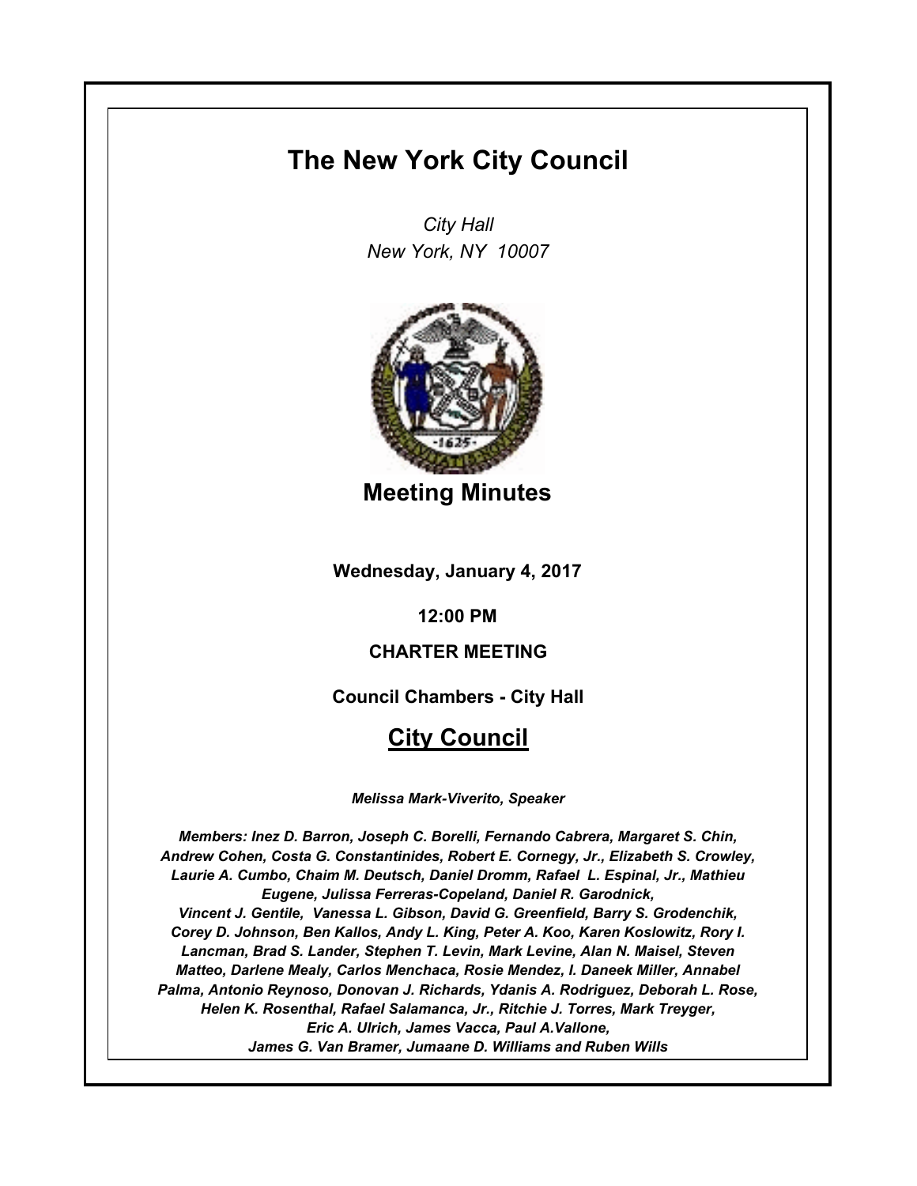# The New York City Council

*City Hall*
*New York, NY 10007*

## Meeting Minutes

**Wednesday, January 4, 2017**

**12:00 PM**

**CHARTER MEETING**

**Council Chambers - City Hall**

## City Council

***Melissa Mark-Viverito, Speaker***

***Members: Inez D. Barron, Joseph C. Borelli, Fernando Cabrera, Margaret S. Chin, Andrew Cohen, Costa G. Constantinides, Robert E. Cornegy, Jr., Elizabeth S. Crowley, Laurie A. Cumbo, Chaim M. Deutsch, Daniel Dromm, Rafael L. Espinal, Jr., Mathieu Eugene, Julissa Ferreras-Copeland, Daniel R. Garodnick, Vincent J. Gentile, Vanessa L. Gibson, David G. Greenfield, Barry S. Grodenchik, Corey D. Johnson, Ben Kallos, Andy L. King, Peter A. Koo, Karen Koslowitz, Rory I. Lancman, Brad S. Lander, Stephen T. Levin, Mark Levine, Alan N. Maisel, Steven Matteo, Darlene Mealy, Carlos Menchaca, Rosie Mendez, I. Daneek Miller, Annabel Palma, Antonio Reynoso, Donovan J. Richards, Ydanis A. Rodriguez, Deborah L. Rose, Helen K. Rosenthal, Rafael Salamanca, Jr., Ritchie J. Torres, Mark Treyger, Eric A. Ulrich, James Vacca, Paul A.Vallone, James G. Van Bramer, Jumaane D. Williams and Ruben Wills***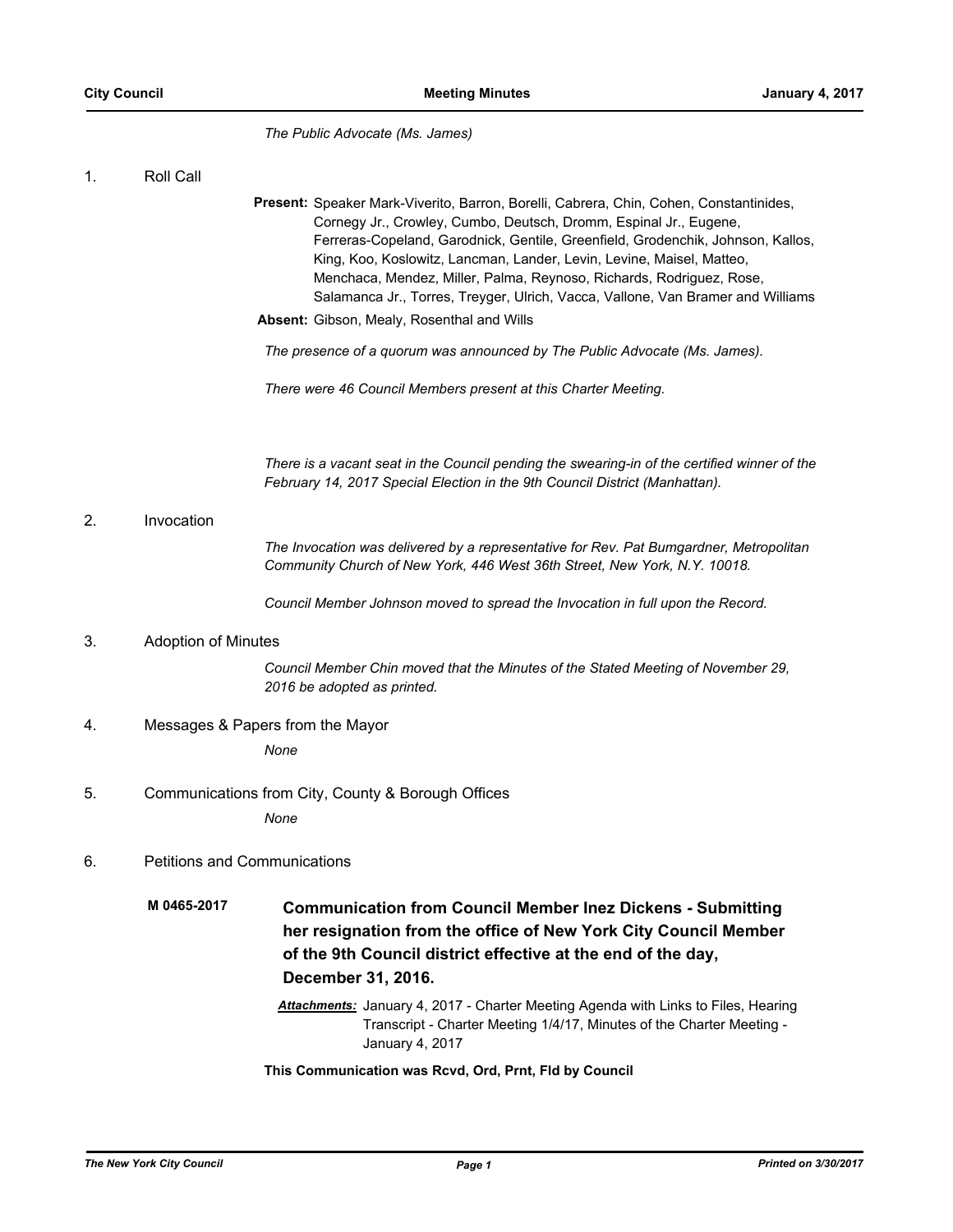*The Public Advocate (Ms. James)*

1. Roll Call

**Present:** Speaker Mark-Viverito, Barron, Borelli, Cabrera, Chin, Cohen, Constantinides, Cornegy Jr., Crowley, Cumbo, Deutsch, Dromm, Espinal Jr., Eugene, Ferreras-Copeland, Garodnick, Gentile, Greenfield, Grodenchik, Johnson, Kallos, King, Koo, Koslowitz, Lancman, Lander, Levin, Levine, Maisel, Matteo, Menchaca, Mendez, Miller, Palma, Reynoso, Richards, Rodriguez, Rose, Salamanca Jr., Torres, Treyger, Ulrich, Vacca, Vallone, Van Bramer and Williams

**Absent:** Gibson, Mealy, Rosenthal and Wills

*The presence of a quorum was announced by The Public Advocate (Ms. James).*

*There were 46 Council Members present at this Charter Meeting.*

*There is a vacant seat in the Council pending the swearing-in of the certified winner of the February 14, 2017 Special Election in the 9th Council District (Manhattan).*

2. Invocation

*The Invocation was delivered by a representative for Rev. Pat Bumgardner, Metropolitan Community Church of New York, 446 West 36th Street, New York, N.Y. 10018.*

*Council Member Johnson moved to spread the Invocation in full upon the Record.*

3. Adoption of Minutes

*Council Member Chin moved that the Minutes of the Stated Meeting of November 29, 2016 be adopted as printed.*

4. Messages & Papers from the Mayor

*None*

5. Communications from City, County & Borough Offices

*None*

6. Petitions and Communications

**M 0465-2017** **Communication from Council Member Inez Dickens - Submitting her resignation from the office of New York City Council Member of the 9th Council district effective at the end of the day, December 31, 2016.**

***Attachments:*** January 4, 2017 - Charter Meeting Agenda with Links to Files, Hearing Transcript - Charter Meeting 1/4/17, Minutes of the Charter Meeting - January 4, 2017

**This Communication was Rcvd, Ord, Prnt, Fld by Council**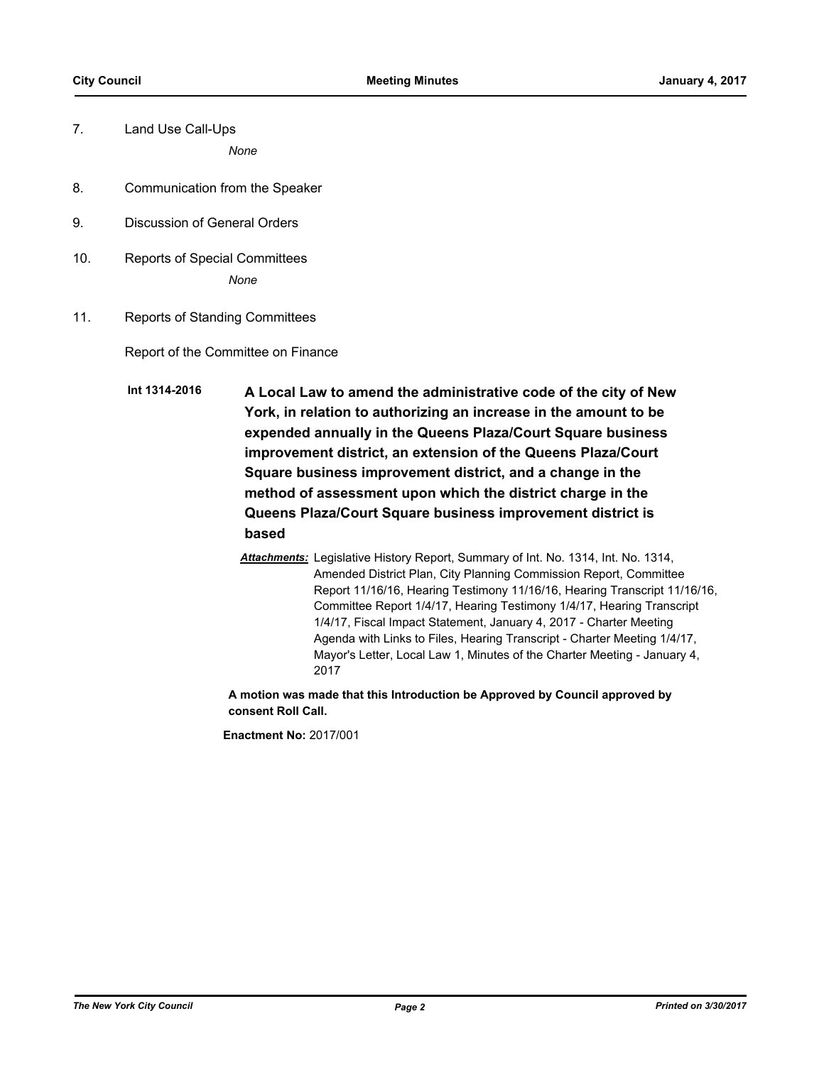7. Land Use Call-Ups

   *None*

8. Communication from the Speaker

9. Discussion of General Orders

10. Reports of Special Committees

    *None*

11. Reports of Standing Committees

    Report of the Committee on Finance

**Int 1314-2016** **A Local Law to amend the administrative code of the city of New York, in relation to authorizing an increase in the amount to be expended annually in the Queens Plaza/Court Square business improvement district, an extension of the Queens Plaza/Court Square business improvement district, and a change in the method of assessment upon which the district charge in the Queens Plaza/Court Square business improvement district is based**

***Attachments:*** Legislative History Report, Summary of Int. No. 1314, Int. No. 1314, Amended District Plan, City Planning Commission Report, Committee Report 11/16/16, Hearing Testimony 11/16/16, Hearing Transcript 11/16/16, Committee Report 1/4/17, Hearing Testimony 1/4/17, Hearing Transcript 1/4/17, Fiscal Impact Statement, January 4, 2017 - Charter Meeting Agenda with Links to Files, Hearing Transcript - Charter Meeting 1/4/17, Mayor's Letter, Local Law 1, Minutes of the Charter Meeting - January 4, 2017

**A motion was made that this Introduction be Approved by Council approved by consent Roll Call.**

**Enactment No:** 2017/001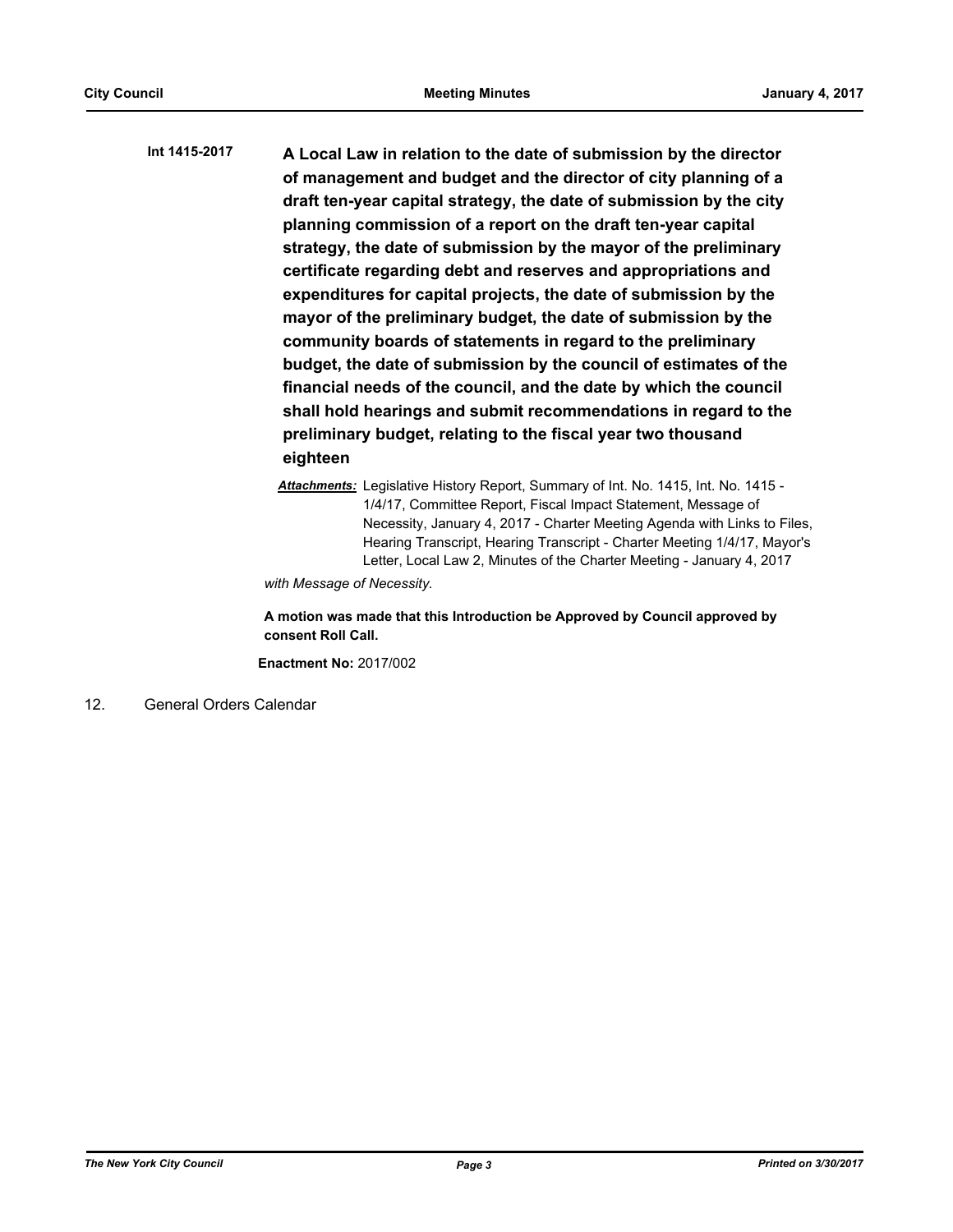**Int 1415-2017** **A Local Law in relation to the date of submission by the director of management and budget and the director of city planning of a draft ten-year capital strategy, the date of submission by the city planning commission of a report on the draft ten-year capital strategy, the date of submission by the mayor of the preliminary certificate regarding debt and reserves and appropriations and expenditures for capital projects, the date of submission by the mayor of the preliminary budget, the date of submission by the community boards of statements in regard to the preliminary budget, the date of submission by the council of estimates of the financial needs of the council, and the date by which the council shall hold hearings and submit recommendations in regard to the preliminary budget, relating to the fiscal year two thousand eighteen**

***Attachments:*** Legislative History Report, Summary of Int. No. 1415, Int. No. 1415 - 1/4/17, Committee Report, Fiscal Impact Statement, Message of Necessity, January 4, 2017 - Charter Meeting Agenda with Links to Files, Hearing Transcript, Hearing Transcript - Charter Meeting 1/4/17, Mayor's Letter, Local Law 2, Minutes of the Charter Meeting - January 4, 2017

*with Message of Necessity.*

**A motion was made that this Introduction be Approved by Council approved by consent Roll Call.**

**Enactment No:** 2017/002

12. General Orders Calendar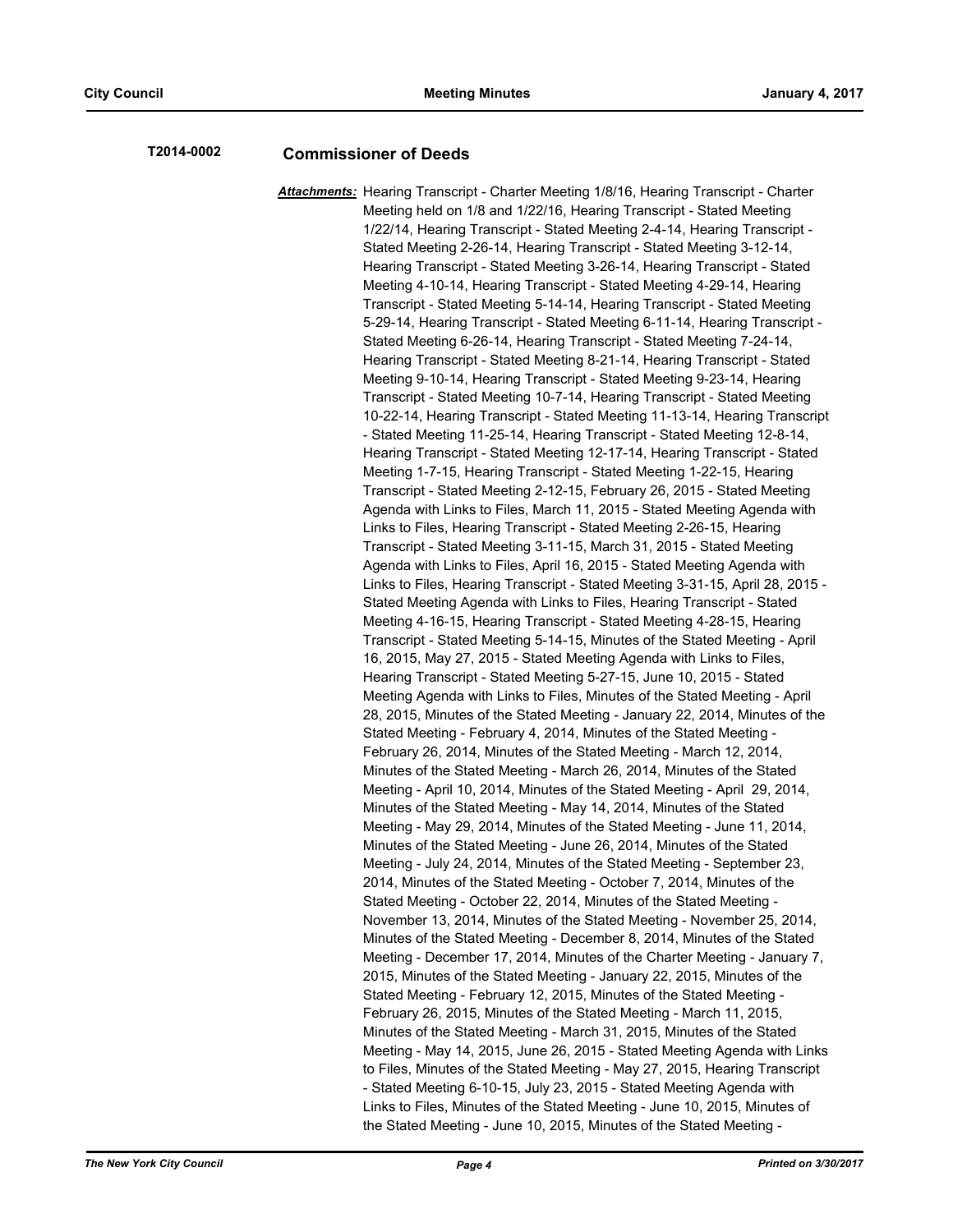**T2014-0002** **Commissioner of Deeds**

***Attachments:*** Hearing Transcript - Charter Meeting 1/8/16, Hearing Transcript - Charter Meeting held on 1/8 and 1/22/16, Hearing Transcript - Stated Meeting 1/22/14, Hearing Transcript - Stated Meeting 2-4-14, Hearing Transcript - Stated Meeting 2-26-14, Hearing Transcript - Stated Meeting 3-12-14, Hearing Transcript - Stated Meeting 3-26-14, Hearing Transcript - Stated Meeting 4-10-14, Hearing Transcript - Stated Meeting 4-29-14, Hearing Transcript - Stated Meeting 5-14-14, Hearing Transcript - Stated Meeting 5-29-14, Hearing Transcript - Stated Meeting 6-11-14, Hearing Transcript - Stated Meeting 6-26-14, Hearing Transcript - Stated Meeting 7-24-14, Hearing Transcript - Stated Meeting 8-21-14, Hearing Transcript - Stated Meeting 9-10-14, Hearing Transcript - Stated Meeting 9-23-14, Hearing Transcript - Stated Meeting 10-7-14, Hearing Transcript - Stated Meeting 10-22-14, Hearing Transcript - Stated Meeting 11-13-14, Hearing Transcript - Stated Meeting 11-25-14, Hearing Transcript - Stated Meeting 12-8-14, Hearing Transcript - Stated Meeting 12-17-14, Hearing Transcript - Stated Meeting 1-7-15, Hearing Transcript - Stated Meeting 1-22-15, Hearing Transcript - Stated Meeting 2-12-15, February 26, 2015 - Stated Meeting Agenda with Links to Files, March 11, 2015 - Stated Meeting Agenda with Links to Files, Hearing Transcript - Stated Meeting 2-26-15, Hearing Transcript - Stated Meeting 3-11-15, March 31, 2015 - Stated Meeting Agenda with Links to Files, April 16, 2015 - Stated Meeting Agenda with Links to Files, Hearing Transcript - Stated Meeting 3-31-15, April 28, 2015 - Stated Meeting Agenda with Links to Files, Hearing Transcript - Stated Meeting 4-16-15, Hearing Transcript - Stated Meeting 4-28-15, Hearing Transcript - Stated Meeting 5-14-15, Minutes of the Stated Meeting - April 16, 2015, May 27, 2015 - Stated Meeting Agenda with Links to Files, Hearing Transcript - Stated Meeting 5-27-15, June 10, 2015 - Stated Meeting Agenda with Links to Files, Minutes of the Stated Meeting - April 28, 2015, Minutes of the Stated Meeting - January 22, 2014, Minutes of the Stated Meeting - February 4, 2014, Minutes of the Stated Meeting - February 26, 2014, Minutes of the Stated Meeting - March 12, 2014, Minutes of the Stated Meeting - March 26, 2014, Minutes of the Stated Meeting - April 10, 2014, Minutes of the Stated Meeting - April 29, 2014, Minutes of the Stated Meeting - May 14, 2014, Minutes of the Stated Meeting - May 29, 2014, Minutes of the Stated Meeting - June 11, 2014, Minutes of the Stated Meeting - June 26, 2014, Minutes of the Stated Meeting - July 24, 2014, Minutes of the Stated Meeting - September 23, 2014, Minutes of the Stated Meeting - October 7, 2014, Minutes of the Stated Meeting - October 22, 2014, Minutes of the Stated Meeting - November 13, 2014, Minutes of the Stated Meeting - November 25, 2014, Minutes of the Stated Meeting - December 8, 2014, Minutes of the Stated Meeting - December 17, 2014, Minutes of the Charter Meeting - January 7, 2015, Minutes of the Stated Meeting - January 22, 2015, Minutes of the Stated Meeting - February 12, 2015, Minutes of the Stated Meeting - February 26, 2015, Minutes of the Stated Meeting - March 11, 2015, Minutes of the Stated Meeting - March 31, 2015, Minutes of the Stated Meeting - May 14, 2015, June 26, 2015 - Stated Meeting Agenda with Links to Files, Minutes of the Stated Meeting - May 27, 2015, Hearing Transcript - Stated Meeting 6-10-15, July 23, 2015 - Stated Meeting Agenda with Links to Files, Minutes of the Stated Meeting - June 10, 2015, Minutes of the Stated Meeting - June 10, 2015, Minutes of the Stated Meeting -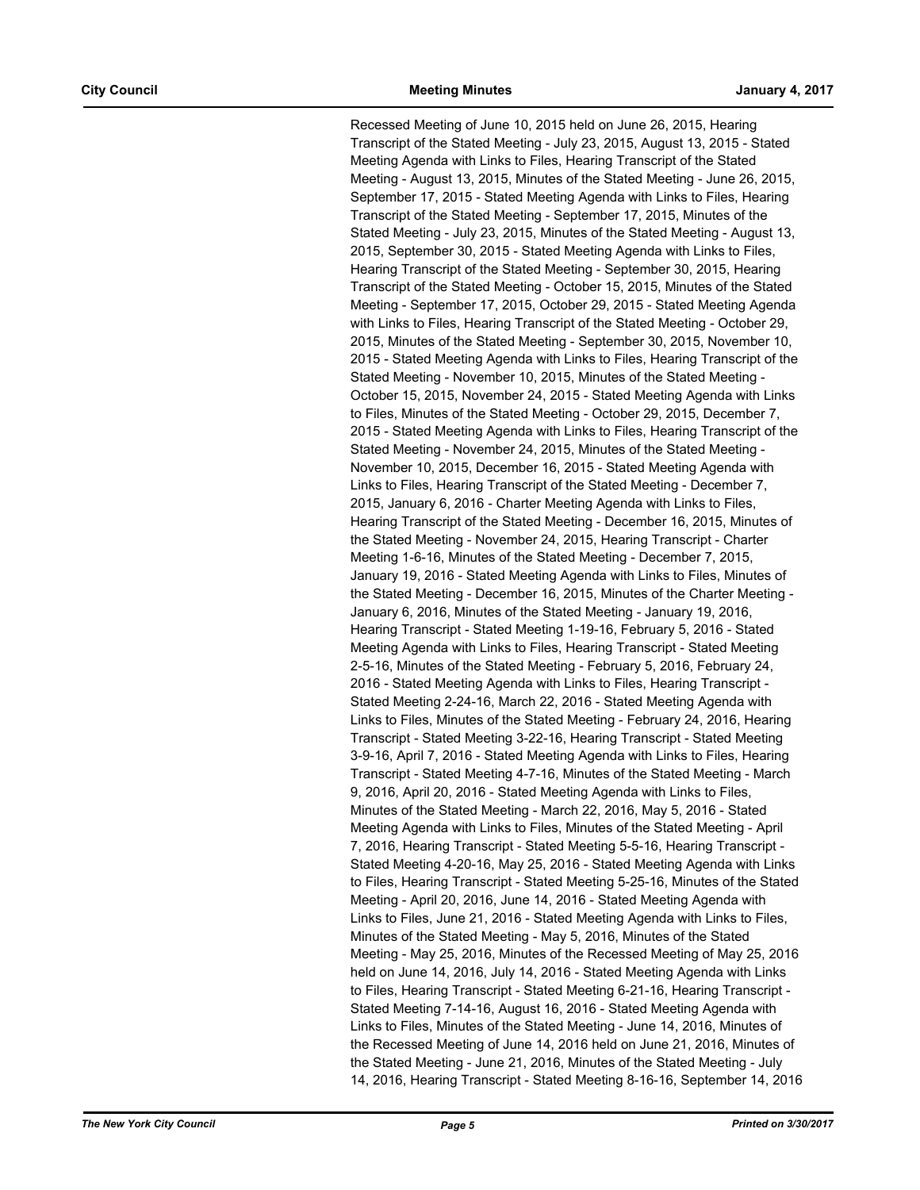Recessed Meeting of June 10, 2015 held on June 26, 2015, Hearing Transcript of the Stated Meeting - July 23, 2015, August 13, 2015 - Stated Meeting Agenda with Links to Files, Hearing Transcript of the Stated Meeting - August 13, 2015, Minutes of the Stated Meeting - June 26, 2015, September 17, 2015 - Stated Meeting Agenda with Links to Files, Hearing Transcript of the Stated Meeting - September 17, 2015, Minutes of the Stated Meeting - July 23, 2015, Minutes of the Stated Meeting - August 13, 2015, September 30, 2015 - Stated Meeting Agenda with Links to Files, Hearing Transcript of the Stated Meeting - September 30, 2015, Hearing Transcript of the Stated Meeting - October 15, 2015, Minutes of the Stated Meeting - September 17, 2015, October 29, 2015 - Stated Meeting Agenda with Links to Files, Hearing Transcript of the Stated Meeting - October 29, 2015, Minutes of the Stated Meeting - September 30, 2015, November 10, 2015 - Stated Meeting Agenda with Links to Files, Hearing Transcript of the Stated Meeting - November 10, 2015, Minutes of the Stated Meeting - October 15, 2015, November 24, 2015 - Stated Meeting Agenda with Links to Files, Minutes of the Stated Meeting - October 29, 2015, December 7, 2015 - Stated Meeting Agenda with Links to Files, Hearing Transcript of the Stated Meeting - November 24, 2015, Minutes of the Stated Meeting - November 10, 2015, December 16, 2015 - Stated Meeting Agenda with Links to Files, Hearing Transcript of the Stated Meeting - December 7, 2015, January 6, 2016 - Charter Meeting Agenda with Links to Files, Hearing Transcript of the Stated Meeting - December 16, 2015, Minutes of the Stated Meeting - November 24, 2015, Hearing Transcript - Charter Meeting 1-6-16, Minutes of the Stated Meeting - December 7, 2015, January 19, 2016 - Stated Meeting Agenda with Links to Files, Minutes of the Stated Meeting - December 16, 2015, Minutes of the Charter Meeting - January 6, 2016, Minutes of the Stated Meeting - January 19, 2016, Hearing Transcript - Stated Meeting 1-19-16, February 5, 2016 - Stated Meeting Agenda with Links to Files, Hearing Transcript - Stated Meeting 2-5-16, Minutes of the Stated Meeting - February 5, 2016, February 24, 2016 - Stated Meeting Agenda with Links to Files, Hearing Transcript - Stated Meeting 2-24-16, March 22, 2016 - Stated Meeting Agenda with Links to Files, Minutes of the Stated Meeting - February 24, 2016, Hearing Transcript - Stated Meeting 3-22-16, Hearing Transcript - Stated Meeting 3-9-16, April 7, 2016 - Stated Meeting Agenda with Links to Files, Hearing Transcript - Stated Meeting 4-7-16, Minutes of the Stated Meeting - March 9, 2016, April 20, 2016 - Stated Meeting Agenda with Links to Files, Minutes of the Stated Meeting - March 22, 2016, May 5, 2016 - Stated Meeting Agenda with Links to Files, Minutes of the Stated Meeting - April 7, 2016, Hearing Transcript - Stated Meeting 5-5-16, Hearing Transcript - Stated Meeting 4-20-16, May 25, 2016 - Stated Meeting Agenda with Links to Files, Hearing Transcript - Stated Meeting 5-25-16, Minutes of the Stated Meeting - April 20, 2016, June 14, 2016 - Stated Meeting Agenda with Links to Files, June 21, 2016 - Stated Meeting Agenda with Links to Files, Minutes of the Stated Meeting - May 5, 2016, Minutes of the Stated Meeting - May 25, 2016, Minutes of the Recessed Meeting of May 25, 2016 held on June 14, 2016, July 14, 2016 - Stated Meeting Agenda with Links to Files, Hearing Transcript - Stated Meeting 6-21-16, Hearing Transcript - Stated Meeting 7-14-16, August 16, 2016 - Stated Meeting Agenda with Links to Files, Minutes of the Stated Meeting - June 14, 2016, Minutes of the Recessed Meeting of June 14, 2016 held on June 21, 2016, Minutes of the Stated Meeting - June 21, 2016, Minutes of the Stated Meeting - July 14, 2016, Hearing Transcript - Stated Meeting 8-16-16, September 14, 2016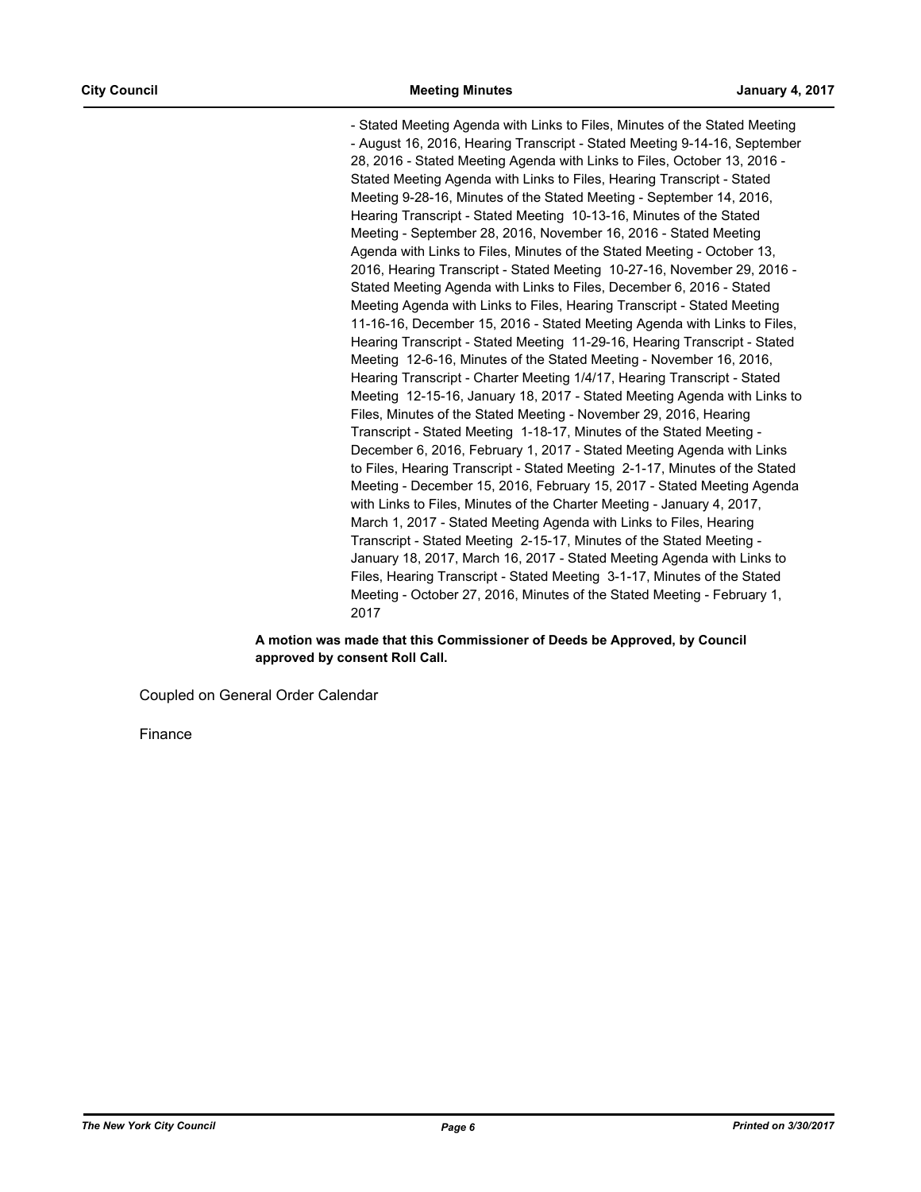- Stated Meeting Agenda with Links to Files, Minutes of the Stated Meeting - August 16, 2016, Hearing Transcript - Stated Meeting 9-14-16, September 28, 2016 - Stated Meeting Agenda with Links to Files, October 13, 2016 - Stated Meeting Agenda with Links to Files, Hearing Transcript - Stated Meeting 9-28-16, Minutes of the Stated Meeting - September 14, 2016, Hearing Transcript - Stated Meeting 10-13-16, Minutes of the Stated Meeting - September 28, 2016, November 16, 2016 - Stated Meeting Agenda with Links to Files, Minutes of the Stated Meeting - October 13, 2016, Hearing Transcript - Stated Meeting 10-27-16, November 29, 2016 - Stated Meeting Agenda with Links to Files, December 6, 2016 - Stated Meeting Agenda with Links to Files, Hearing Transcript - Stated Meeting 11-16-16, December 15, 2016 - Stated Meeting Agenda with Links to Files, Hearing Transcript - Stated Meeting 11-29-16, Hearing Transcript - Stated Meeting 12-6-16, Minutes of the Stated Meeting - November 16, 2016, Hearing Transcript - Charter Meeting 1/4/17, Hearing Transcript - Stated Meeting 12-15-16, January 18, 2017 - Stated Meeting Agenda with Links to Files, Minutes of the Stated Meeting - November 29, 2016, Hearing Transcript - Stated Meeting 1-18-17, Minutes of the Stated Meeting - December 6, 2016, February 1, 2017 - Stated Meeting Agenda with Links to Files, Hearing Transcript - Stated Meeting 2-1-17, Minutes of the Stated Meeting - December 15, 2016, February 15, 2017 - Stated Meeting Agenda with Links to Files, Minutes of the Charter Meeting - January 4, 2017, March 1, 2017 - Stated Meeting Agenda with Links to Files, Hearing Transcript - Stated Meeting 2-15-17, Minutes of the Stated Meeting - January 18, 2017, March 16, 2017 - Stated Meeting Agenda with Links to Files, Hearing Transcript - Stated Meeting 3-1-17, Minutes of the Stated Meeting - October 27, 2016, Minutes of the Stated Meeting - February 1, 2017

**A motion was made that this Commissioner of Deeds be Approved, by Council approved by consent Roll Call.**

Coupled on General Order Calendar

Finance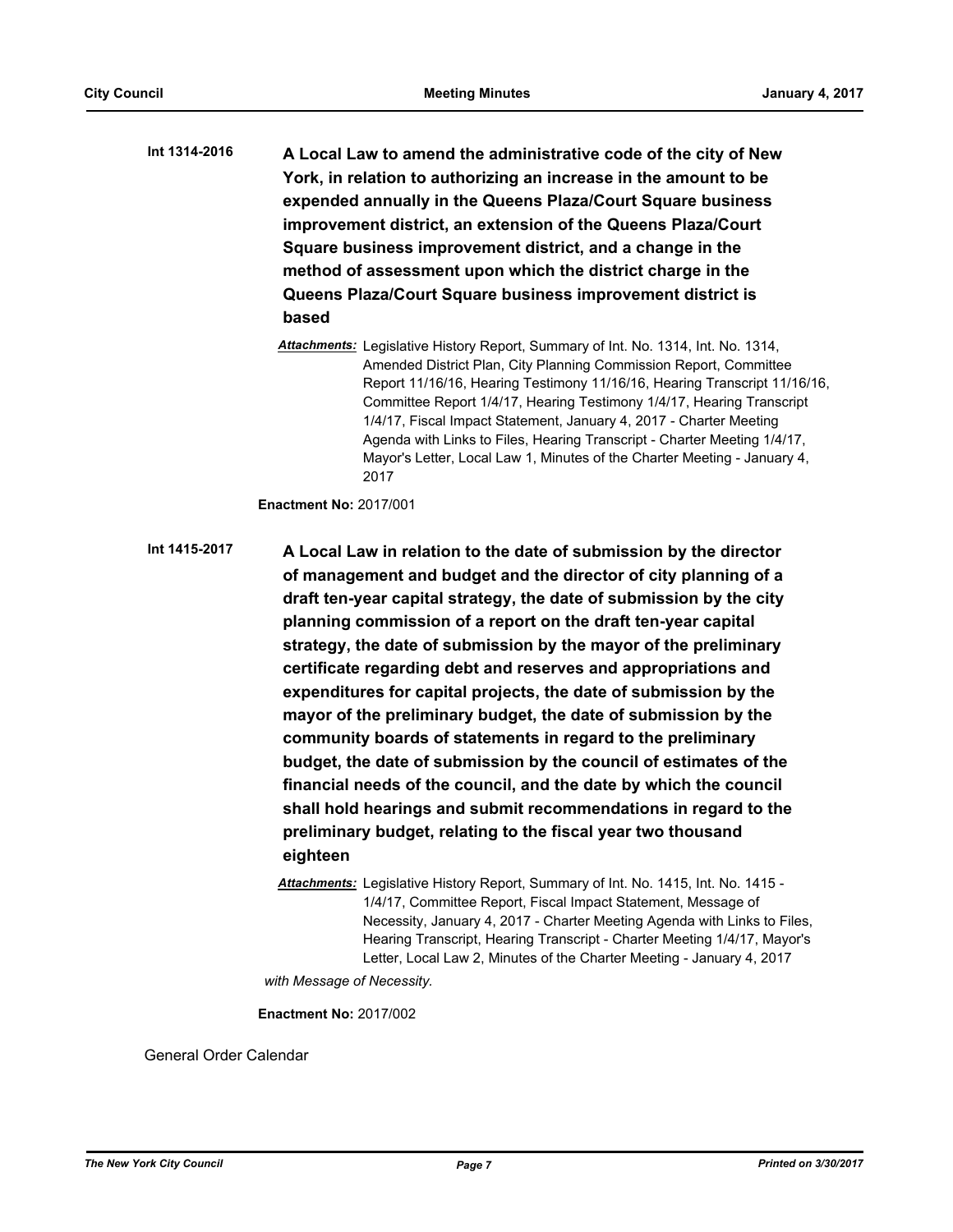**Int 1314-2016** **A Local Law to amend the administrative code of the city of New York, in relation to authorizing an increase in the amount to be expended annually in the Queens Plaza/Court Square business improvement district, an extension of the Queens Plaza/Court Square business improvement district, and a change in the method of assessment upon which the district charge in the Queens Plaza/Court Square business improvement district is based**

*Attachments:* Legislative History Report, Summary of Int. No. 1314, Int. No. 1314, Amended District Plan, City Planning Commission Report, Committee Report 11/16/16, Hearing Testimony 11/16/16, Hearing Transcript 11/16/16, Committee Report 1/4/17, Hearing Testimony 1/4/17, Hearing Transcript 1/4/17, Fiscal Impact Statement, January 4, 2017 - Charter Meeting Agenda with Links to Files, Hearing Transcript - Charter Meeting 1/4/17, Mayor's Letter, Local Law 1, Minutes of the Charter Meeting - January 4, 2017

**Enactment No:** 2017/001

**Int 1415-2017** **A Local Law in relation to the date of submission by the director of management and budget and the director of city planning of a draft ten-year capital strategy, the date of submission by the city planning commission of a report on the draft ten-year capital strategy, the date of submission by the mayor of the preliminary certificate regarding debt and reserves and appropriations and expenditures for capital projects, the date of submission by the mayor of the preliminary budget, the date of submission by the community boards of statements in regard to the preliminary budget, the date of submission by the council of estimates of the financial needs of the council, and the date by which the council shall hold hearings and submit recommendations in regard to the preliminary budget, relating to the fiscal year two thousand eighteen**

*Attachments:* Legislative History Report, Summary of Int. No. 1415, Int. No. 1415 - 1/4/17, Committee Report, Fiscal Impact Statement, Message of Necessity, January 4, 2017 - Charter Meeting Agenda with Links to Files, Hearing Transcript, Hearing Transcript - Charter Meeting 1/4/17, Mayor's Letter, Local Law 2, Minutes of the Charter Meeting - January 4, 2017

*with Message of Necessity.*

**Enactment No:** 2017/002

General Order Calendar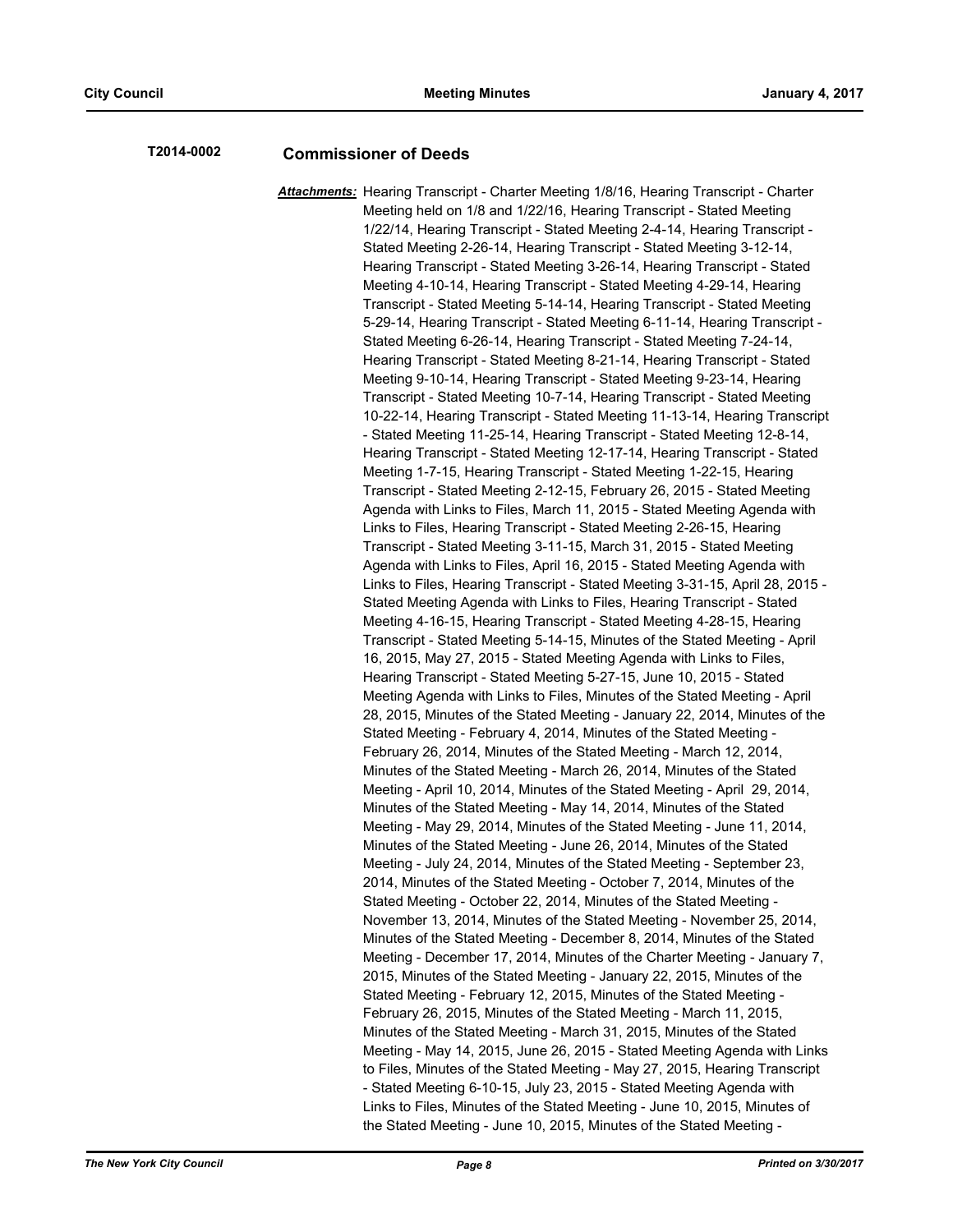**T2014-0002** **Commissioner of Deeds**

***Attachments:*** Hearing Transcript - Charter Meeting 1/8/16, Hearing Transcript - Charter Meeting held on 1/8 and 1/22/16, Hearing Transcript - Stated Meeting 1/22/14, Hearing Transcript - Stated Meeting 2-4-14, Hearing Transcript - Stated Meeting 2-26-14, Hearing Transcript - Stated Meeting 3-12-14, Hearing Transcript - Stated Meeting 3-26-14, Hearing Transcript - Stated Meeting 4-10-14, Hearing Transcript - Stated Meeting 4-29-14, Hearing Transcript - Stated Meeting 5-14-14, Hearing Transcript - Stated Meeting 5-29-14, Hearing Transcript - Stated Meeting 6-11-14, Hearing Transcript - Stated Meeting 6-26-14, Hearing Transcript - Stated Meeting 7-24-14, Hearing Transcript - Stated Meeting 8-21-14, Hearing Transcript - Stated Meeting 9-10-14, Hearing Transcript - Stated Meeting 9-23-14, Hearing Transcript - Stated Meeting 10-7-14, Hearing Transcript - Stated Meeting 10-22-14, Hearing Transcript - Stated Meeting 11-13-14, Hearing Transcript - Stated Meeting 11-25-14, Hearing Transcript - Stated Meeting 12-8-14, Hearing Transcript - Stated Meeting 12-17-14, Hearing Transcript - Stated Meeting 1-7-15, Hearing Transcript - Stated Meeting 1-22-15, Hearing Transcript - Stated Meeting 2-12-15, February 26, 2015 - Stated Meeting Agenda with Links to Files, March 11, 2015 - Stated Meeting Agenda with Links to Files, Hearing Transcript - Stated Meeting 2-26-15, Hearing Transcript - Stated Meeting 3-11-15, March 31, 2015 - Stated Meeting Agenda with Links to Files, April 16, 2015 - Stated Meeting Agenda with Links to Files, Hearing Transcript - Stated Meeting 3-31-15, April 28, 2015 - Stated Meeting Agenda with Links to Files, Hearing Transcript - Stated Meeting 4-16-15, Hearing Transcript - Stated Meeting 4-28-15, Hearing Transcript - Stated Meeting 5-14-15, Minutes of the Stated Meeting - April 16, 2015, May 27, 2015 - Stated Meeting Agenda with Links to Files, Hearing Transcript - Stated Meeting 5-27-15, June 10, 2015 - Stated Meeting Agenda with Links to Files, Minutes of the Stated Meeting - April 28, 2015, Minutes of the Stated Meeting - January 22, 2014, Minutes of the Stated Meeting - February 4, 2014, Minutes of the Stated Meeting - February 26, 2014, Minutes of the Stated Meeting - March 12, 2014, Minutes of the Stated Meeting - March 26, 2014, Minutes of the Stated Meeting - April 10, 2014, Minutes of the Stated Meeting - April 29, 2014, Minutes of the Stated Meeting - May 14, 2014, Minutes of the Stated Meeting - May 29, 2014, Minutes of the Stated Meeting - June 11, 2014, Minutes of the Stated Meeting - June 26, 2014, Minutes of the Stated Meeting - July 24, 2014, Minutes of the Stated Meeting - September 23, 2014, Minutes of the Stated Meeting - October 7, 2014, Minutes of the Stated Meeting - October 22, 2014, Minutes of the Stated Meeting - November 13, 2014, Minutes of the Stated Meeting - November 25, 2014, Minutes of the Stated Meeting - December 8, 2014, Minutes of the Stated Meeting - December 17, 2014, Minutes of the Charter Meeting - January 7, 2015, Minutes of the Stated Meeting - January 22, 2015, Minutes of the Stated Meeting - February 12, 2015, Minutes of the Stated Meeting - February 26, 2015, Minutes of the Stated Meeting - March 11, 2015, Minutes of the Stated Meeting - March 31, 2015, Minutes of the Stated Meeting - May 14, 2015, June 26, 2015 - Stated Meeting Agenda with Links to Files, Minutes of the Stated Meeting - May 27, 2015, Hearing Transcript - Stated Meeting 6-10-15, July 23, 2015 - Stated Meeting Agenda with Links to Files, Minutes of the Stated Meeting - June 10, 2015, Minutes of the Stated Meeting - June 10, 2015, Minutes of the Stated Meeting -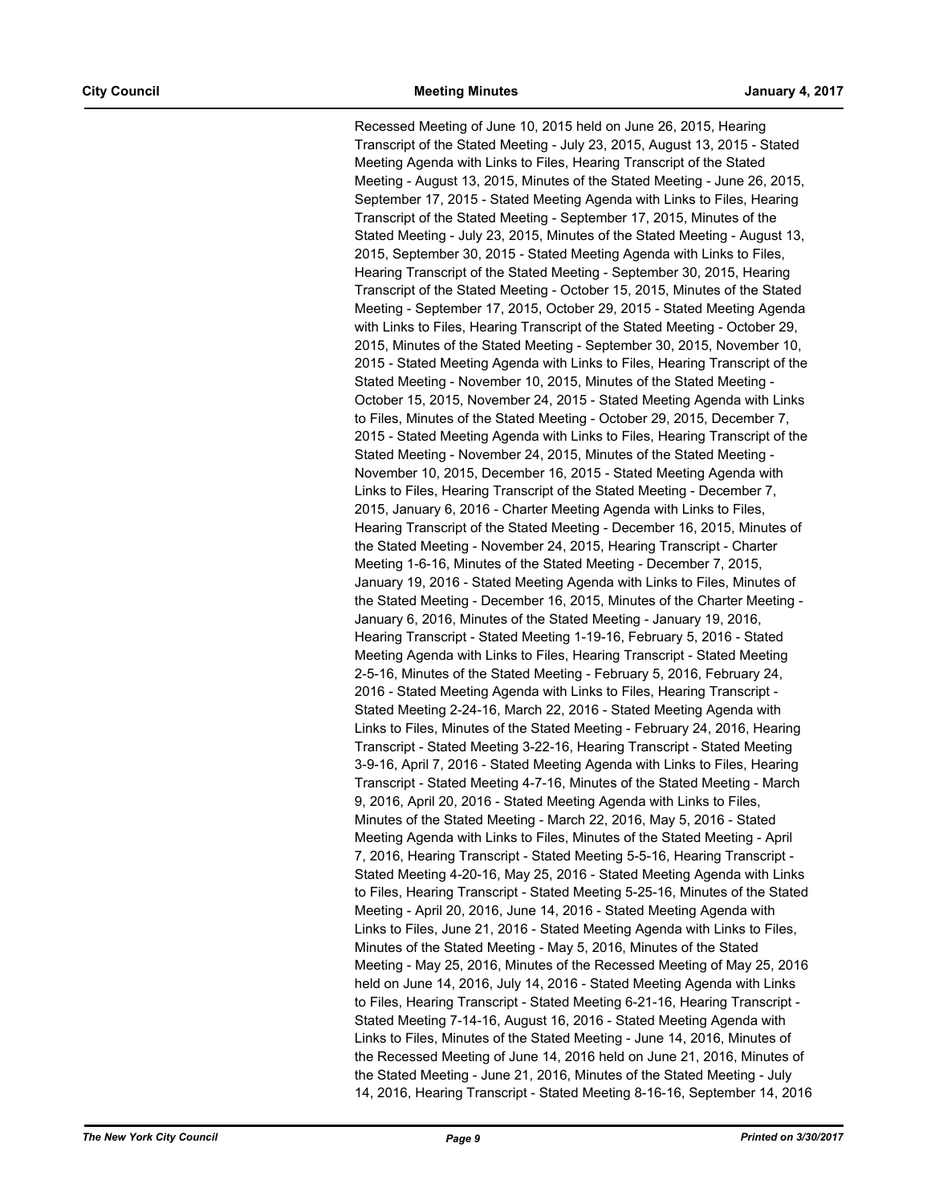Recessed Meeting of June 10, 2015 held on June 26, 2015, Hearing Transcript of the Stated Meeting - July 23, 2015, August 13, 2015 - Stated Meeting Agenda with Links to Files, Hearing Transcript of the Stated Meeting - August 13, 2015, Minutes of the Stated Meeting - June 26, 2015, September 17, 2015 - Stated Meeting Agenda with Links to Files, Hearing Transcript of the Stated Meeting - September 17, 2015, Minutes of the Stated Meeting - July 23, 2015, Minutes of the Stated Meeting - August 13, 2015, September 30, 2015 - Stated Meeting Agenda with Links to Files, Hearing Transcript of the Stated Meeting - September 30, 2015, Hearing Transcript of the Stated Meeting - October 15, 2015, Minutes of the Stated Meeting - September 17, 2015, October 29, 2015 - Stated Meeting Agenda with Links to Files, Hearing Transcript of the Stated Meeting - October 29, 2015, Minutes of the Stated Meeting - September 30, 2015, November 10, 2015 - Stated Meeting Agenda with Links to Files, Hearing Transcript of the Stated Meeting - November 10, 2015, Minutes of the Stated Meeting - October 15, 2015, November 24, 2015 - Stated Meeting Agenda with Links to Files, Minutes of the Stated Meeting - October 29, 2015, December 7, 2015 - Stated Meeting Agenda with Links to Files, Hearing Transcript of the Stated Meeting - November 24, 2015, Minutes of the Stated Meeting - November 10, 2015, December 16, 2015 - Stated Meeting Agenda with Links to Files, Hearing Transcript of the Stated Meeting - December 7, 2015, January 6, 2016 - Charter Meeting Agenda with Links to Files, Hearing Transcript of the Stated Meeting - December 16, 2015, Minutes of the Stated Meeting - November 24, 2015, Hearing Transcript - Charter Meeting 1-6-16, Minutes of the Stated Meeting - December 7, 2015, January 19, 2016 - Stated Meeting Agenda with Links to Files, Minutes of the Stated Meeting - December 16, 2015, Minutes of the Charter Meeting - January 6, 2016, Minutes of the Stated Meeting - January 19, 2016, Hearing Transcript - Stated Meeting 1-19-16, February 5, 2016 - Stated Meeting Agenda with Links to Files, Hearing Transcript - Stated Meeting 2-5-16, Minutes of the Stated Meeting - February 5, 2016, February 24, 2016 - Stated Meeting Agenda with Links to Files, Hearing Transcript - Stated Meeting 2-24-16, March 22, 2016 - Stated Meeting Agenda with Links to Files, Minutes of the Stated Meeting - February 24, 2016, Hearing Transcript - Stated Meeting 3-22-16, Hearing Transcript - Stated Meeting 3-9-16, April 7, 2016 - Stated Meeting Agenda with Links to Files, Hearing Transcript - Stated Meeting 4-7-16, Minutes of the Stated Meeting - March 9, 2016, April 20, 2016 - Stated Meeting Agenda with Links to Files, Minutes of the Stated Meeting - March 22, 2016, May 5, 2016 - Stated Meeting Agenda with Links to Files, Minutes of the Stated Meeting - April 7, 2016, Hearing Transcript - Stated Meeting 5-5-16, Hearing Transcript - Stated Meeting 4-20-16, May 25, 2016 - Stated Meeting Agenda with Links to Files, Hearing Transcript - Stated Meeting 5-25-16, Minutes of the Stated Meeting - April 20, 2016, June 14, 2016 - Stated Meeting Agenda with Links to Files, June 21, 2016 - Stated Meeting Agenda with Links to Files, Minutes of the Stated Meeting - May 5, 2016, Minutes of the Stated Meeting - May 25, 2016, Minutes of the Recessed Meeting of May 25, 2016 held on June 14, 2016, July 14, 2016 - Stated Meeting Agenda with Links to Files, Hearing Transcript - Stated Meeting 6-21-16, Hearing Transcript - Stated Meeting 7-14-16, August 16, 2016 - Stated Meeting Agenda with Links to Files, Minutes of the Stated Meeting - June 14, 2016, Minutes of the Recessed Meeting of June 14, 2016 held on June 21, 2016, Minutes of the Stated Meeting - June 21, 2016, Minutes of the Stated Meeting - July 14, 2016, Hearing Transcript - Stated Meeting 8-16-16, September 14, 2016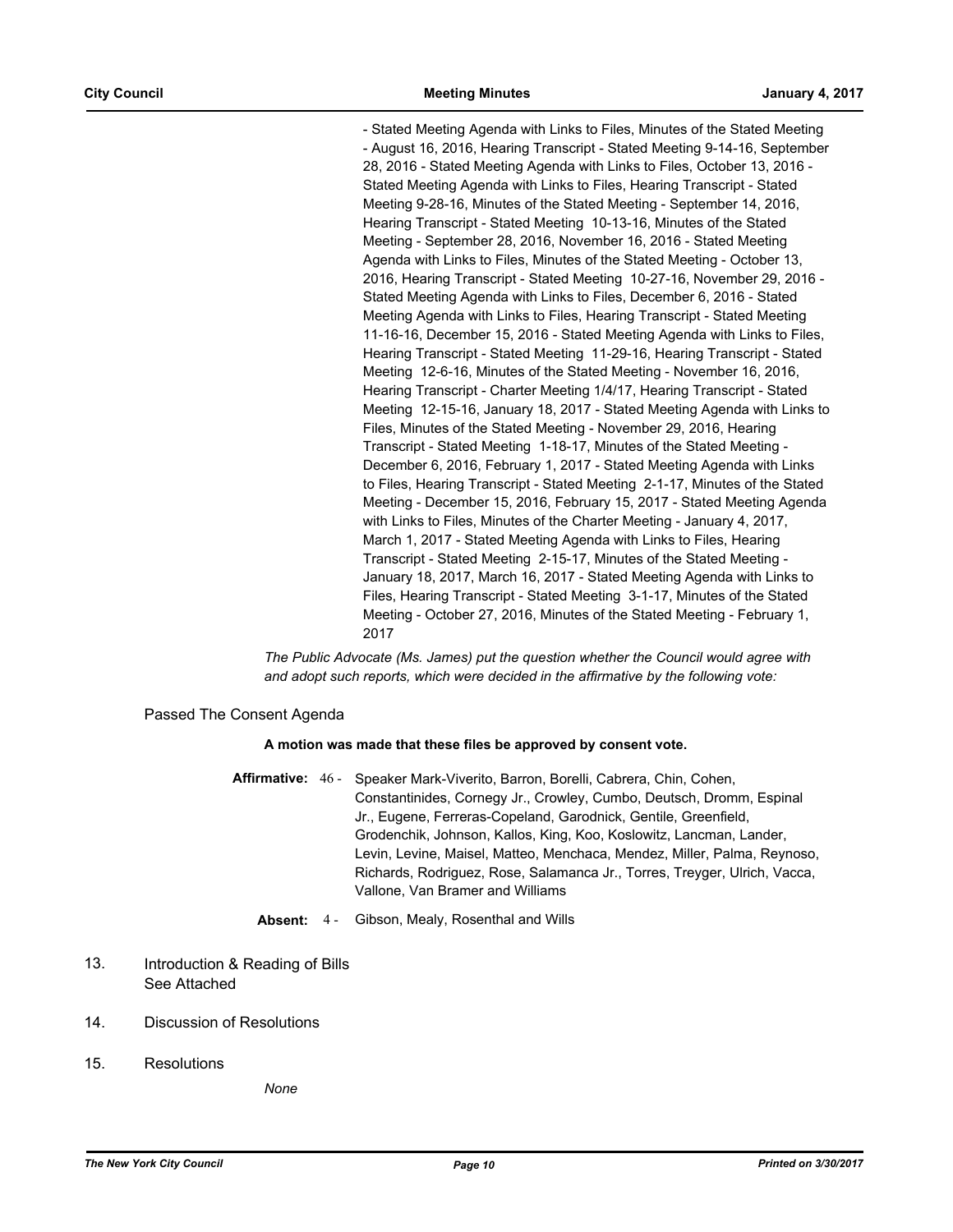- Stated Meeting Agenda with Links to Files, Minutes of the Stated Meeting - August 16, 2016, Hearing Transcript - Stated Meeting 9-14-16, September 28, 2016 - Stated Meeting Agenda with Links to Files, October 13, 2016 - Stated Meeting Agenda with Links to Files, Hearing Transcript - Stated Meeting 9-28-16, Minutes of the Stated Meeting - September 14, 2016, Hearing Transcript - Stated Meeting 10-13-16, Minutes of the Stated Meeting - September 28, 2016, November 16, 2016 - Stated Meeting Agenda with Links to Files, Minutes of the Stated Meeting - October 13, 2016, Hearing Transcript - Stated Meeting 10-27-16, November 29, 2016 - Stated Meeting Agenda with Links to Files, December 6, 2016 - Stated Meeting Agenda with Links to Files, Hearing Transcript - Stated Meeting 11-16-16, December 15, 2016 - Stated Meeting Agenda with Links to Files, Hearing Transcript - Stated Meeting 11-29-16, Hearing Transcript - Stated Meeting 12-6-16, Minutes of the Stated Meeting - November 16, 2016, Hearing Transcript - Charter Meeting 1/4/17, Hearing Transcript - Stated Meeting 12-15-16, January 18, 2017 - Stated Meeting Agenda with Links to Files, Minutes of the Stated Meeting - November 29, 2016, Hearing Transcript - Stated Meeting 1-18-17, Minutes of the Stated Meeting - December 6, 2016, February 1, 2017 - Stated Meeting Agenda with Links to Files, Hearing Transcript - Stated Meeting 2-1-17, Minutes of the Stated Meeting - December 15, 2016, February 15, 2017 - Stated Meeting Agenda with Links to Files, Minutes of the Charter Meeting - January 4, 2017, March 1, 2017 - Stated Meeting Agenda with Links to Files, Hearing Transcript - Stated Meeting 2-15-17, Minutes of the Stated Meeting - January 18, 2017, March 16, 2017 - Stated Meeting Agenda with Links to Files, Hearing Transcript - Stated Meeting 3-1-17, Minutes of the Stated Meeting - October 27, 2016, Minutes of the Stated Meeting - February 1, 2017

*The Public Advocate (Ms. James) put the question whether the Council would agree with and adopt such reports, which were decided in the affirmative by the following vote:*

Passed The Consent Agenda

**A motion was made that these files be approved by consent vote.**

**Affirmative:** 46 - Speaker Mark-Viverito, Barron, Borelli, Cabrera, Chin, Cohen, Constantinides, Cornegy Jr., Crowley, Cumbo, Deutsch, Dromm, Espinal Jr., Eugene, Ferreras-Copeland, Garodnick, Gentile, Greenfield, Grodenchik, Johnson, Kallos, King, Koo, Koslowitz, Lancman, Lander, Levin, Levine, Maisel, Matteo, Menchaca, Mendez, Miller, Palma, Reynoso, Richards, Rodriguez, Rose, Salamanca Jr., Torres, Treyger, Ulrich, Vacca, Vallone, Van Bramer and Williams

**Absent:** 4 - Gibson, Mealy, Rosenthal and Wills

13. Introduction & Reading of Bills
    See Attached

14. Discussion of Resolutions

15. Resolutions

    *None*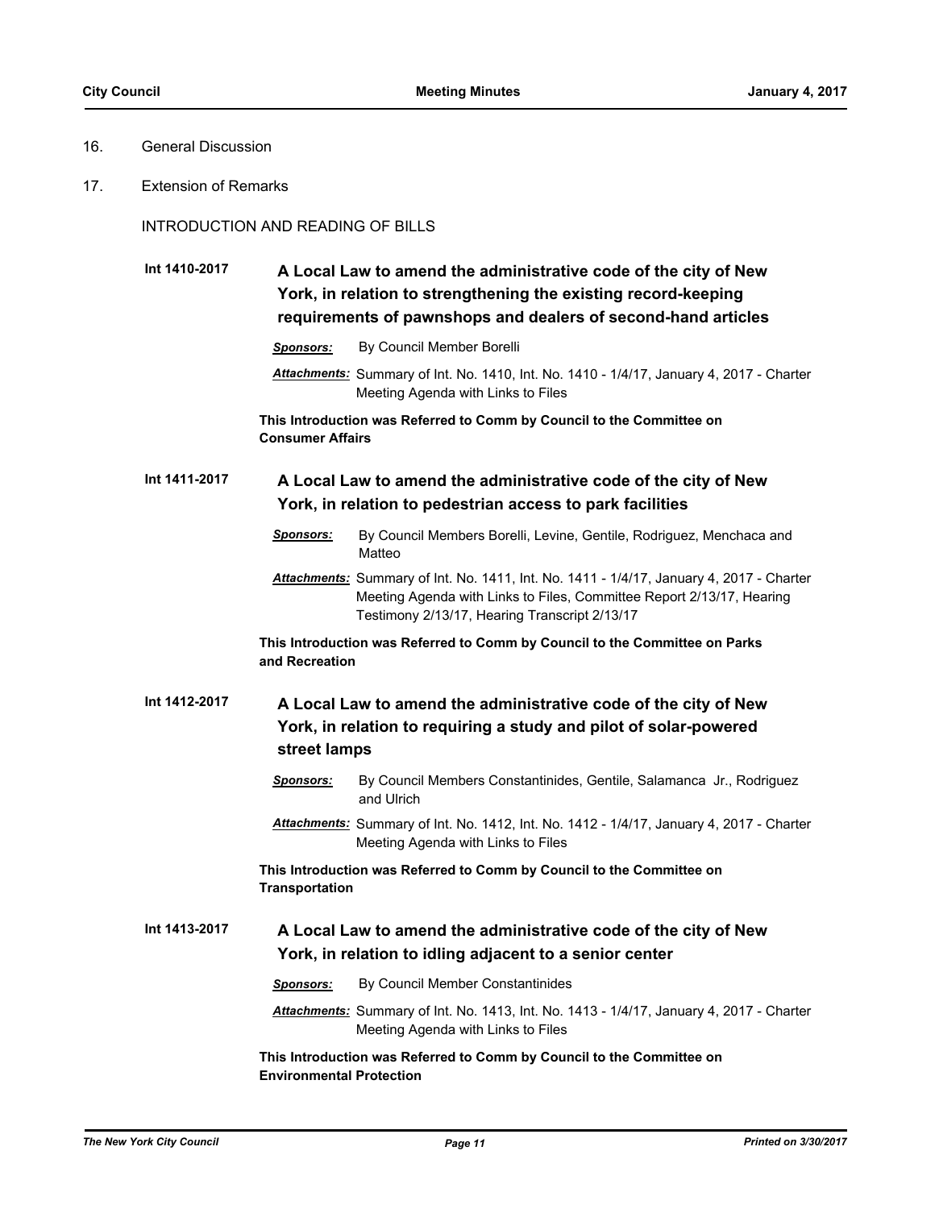16. General Discussion

17. Extension of Remarks

INTRODUCTION AND READING OF BILLS

**Int 1410-2017** **A Local Law to amend the administrative code of the city of New York, in relation to strengthening the existing record-keeping requirements of pawnshops and dealers of second-hand articles**

***Sponsors:*** By Council Member Borelli

***Attachments:*** Summary of Int. No. 1410, Int. No. 1410 - 1/4/17, January 4, 2017 - Charter Meeting Agenda with Links to Files

**This Introduction was Referred to Comm by Council to the Committee on Consumer Affairs**

**Int 1411-2017** **A Local Law to amend the administrative code of the city of New York, in relation to pedestrian access to park facilities**

***Sponsors:*** By Council Members Borelli, Levine, Gentile, Rodriguez, Menchaca and Matteo

***Attachments:*** Summary of Int. No. 1411, Int. No. 1411 - 1/4/17, January 4, 2017 - Charter Meeting Agenda with Links to Files, Committee Report 2/13/17, Hearing Testimony 2/13/17, Hearing Transcript 2/13/17

**This Introduction was Referred to Comm by Council to the Committee on Parks and Recreation**

**Int 1412-2017** **A Local Law to amend the administrative code of the city of New York, in relation to requiring a study and pilot of solar-powered street lamps**

***Sponsors:*** By Council Members Constantinides, Gentile, Salamanca Jr., Rodriguez and Ulrich

***Attachments:*** Summary of Int. No. 1412, Int. No. 1412 - 1/4/17, January 4, 2017 - Charter Meeting Agenda with Links to Files

**This Introduction was Referred to Comm by Council to the Committee on Transportation**

**Int 1413-2017** **A Local Law to amend the administrative code of the city of New York, in relation to idling adjacent to a senior center**

***Sponsors:*** By Council Member Constantinides

***Attachments:*** Summary of Int. No. 1413, Int. No. 1413 - 1/4/17, January 4, 2017 - Charter Meeting Agenda with Links to Files

**This Introduction was Referred to Comm by Council to the Committee on Environmental Protection**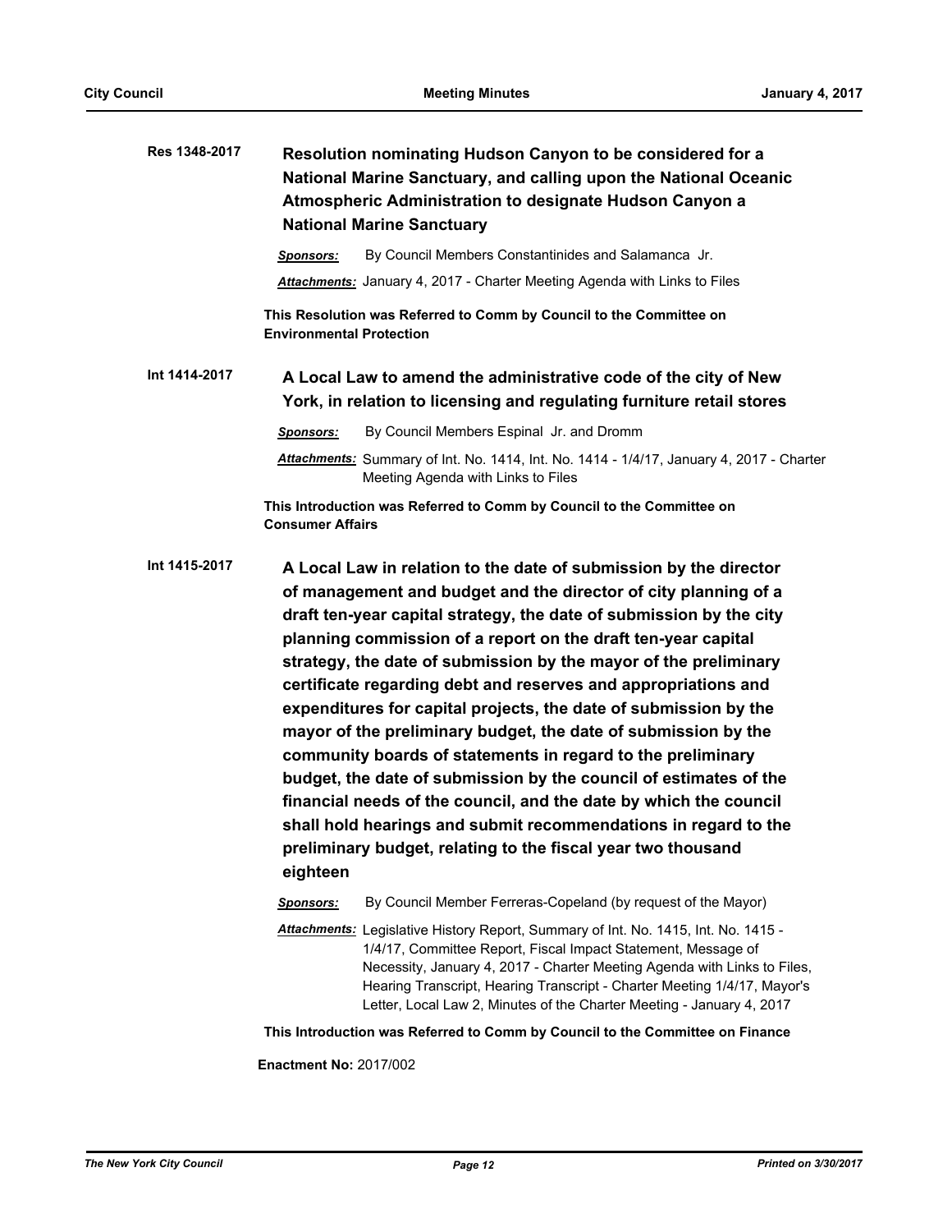**Res 1348-2017** **Resolution nominating Hudson Canyon to be considered for a National Marine Sanctuary, and calling upon the National Oceanic Atmospheric Administration to designate Hudson Canyon a National Marine Sanctuary**

***Sponsors:*** By Council Members Constantinides and Salamanca Jr.

***Attachments:*** January 4, 2017 - Charter Meeting Agenda with Links to Files

**This Resolution was Referred to Comm by Council to the Committee on Environmental Protection**

**Int 1414-2017** **A Local Law to amend the administrative code of the city of New York, in relation to licensing and regulating furniture retail stores**

***Sponsors:*** By Council Members Espinal Jr. and Dromm

***Attachments:*** Summary of Int. No. 1414, Int. No. 1414 - 1/4/17, January 4, 2017 - Charter Meeting Agenda with Links to Files

**This Introduction was Referred to Comm by Council to the Committee on Consumer Affairs**

**Int 1415-2017** **A Local Law in relation to the date of submission by the director of management and budget and the director of city planning of a draft ten-year capital strategy, the date of submission by the city planning commission of a report on the draft ten-year capital strategy, the date of submission by the mayor of the preliminary certificate regarding debt and reserves and appropriations and expenditures for capital projects, the date of submission by the mayor of the preliminary budget, the date of submission by the community boards of statements in regard to the preliminary budget, the date of submission by the council of estimates of the financial needs of the council, and the date by which the council shall hold hearings and submit recommendations in regard to the preliminary budget, relating to the fiscal year two thousand eighteen**

***Sponsors:*** By Council Member Ferreras-Copeland (by request of the Mayor)

***Attachments:*** Legislative History Report, Summary of Int. No. 1415, Int. No. 1415 - 1/4/17, Committee Report, Fiscal Impact Statement, Message of Necessity, January 4, 2017 - Charter Meeting Agenda with Links to Files, Hearing Transcript, Hearing Transcript - Charter Meeting 1/4/17, Mayor's Letter, Local Law 2, Minutes of the Charter Meeting - January 4, 2017

**This Introduction was Referred to Comm by Council to the Committee on Finance**

**Enactment No:** 2017/002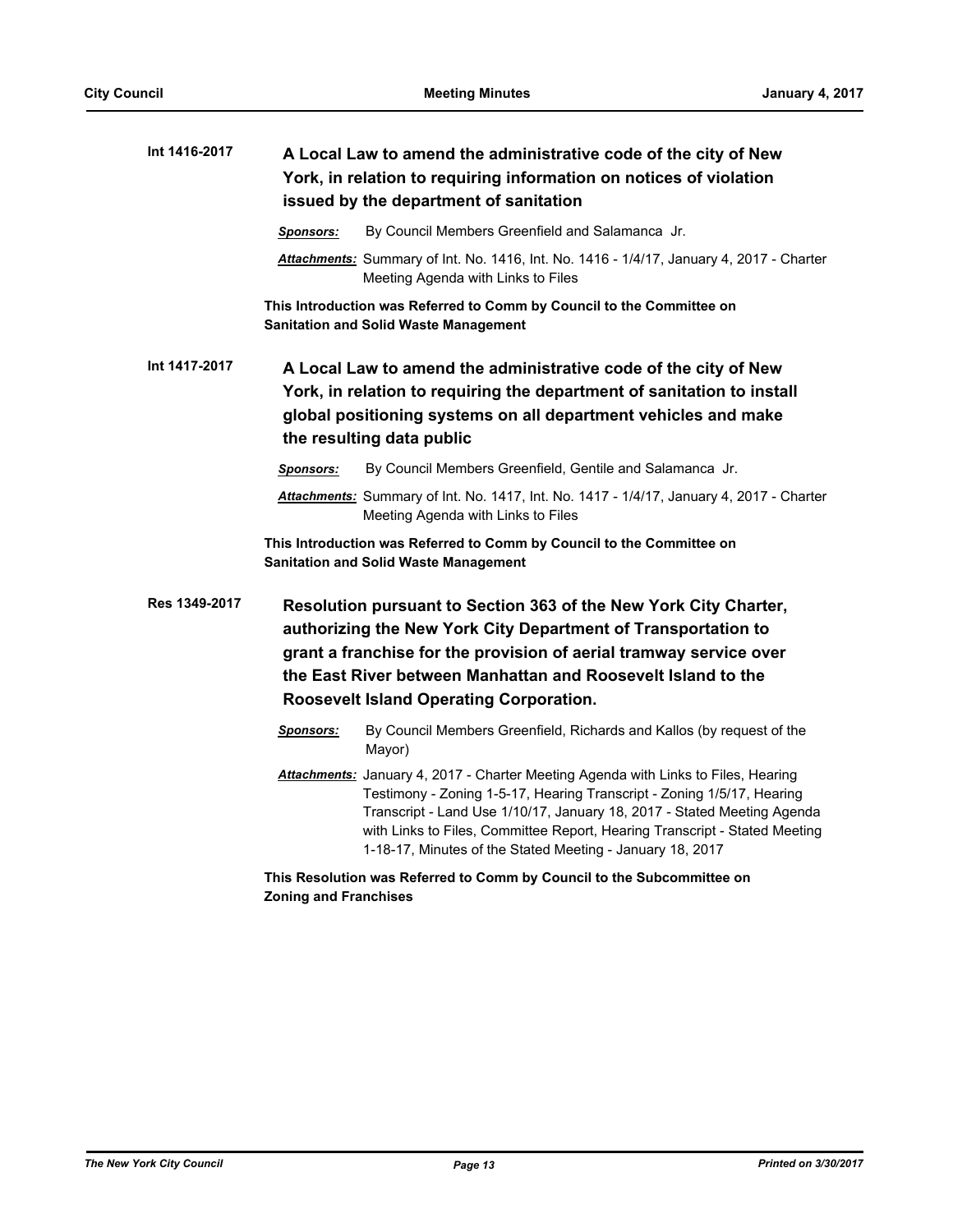**Int 1416-2017**

**A Local Law to amend the administrative code of the city of New York, in relation to requiring information on notices of violation issued by the department of sanitation**

***Sponsors:*** By Council Members Greenfield and Salamanca Jr.

***Attachments:*** Summary of Int. No. 1416, Int. No. 1416 - 1/4/17, January 4, 2017 - Charter Meeting Agenda with Links to Files

**This Introduction was Referred to Comm by Council to the Committee on Sanitation and Solid Waste Management**

**Int 1417-2017**

**A Local Law to amend the administrative code of the city of New York, in relation to requiring the department of sanitation to install global positioning systems on all department vehicles and make the resulting data public**

***Sponsors:*** By Council Members Greenfield, Gentile and Salamanca Jr.

***Attachments:*** Summary of Int. No. 1417, Int. No. 1417 - 1/4/17, January 4, 2017 - Charter Meeting Agenda with Links to Files

**This Introduction was Referred to Comm by Council to the Committee on Sanitation and Solid Waste Management**

**Res 1349-2017**

**Resolution pursuant to Section 363 of the New York City Charter, authorizing the New York City Department of Transportation to grant a franchise for the provision of aerial tramway service over the East River between Manhattan and Roosevelt Island to the Roosevelt Island Operating Corporation.**

***Sponsors:*** By Council Members Greenfield, Richards and Kallos (by request of the Mayor)

***Attachments:*** January 4, 2017 - Charter Meeting Agenda with Links to Files, Hearing Testimony - Zoning 1-5-17, Hearing Transcript - Zoning 1/5/17, Hearing Transcript - Land Use 1/10/17, January 18, 2017 - Stated Meeting Agenda with Links to Files, Committee Report, Hearing Transcript - Stated Meeting 1-18-17, Minutes of the Stated Meeting - January 18, 2017

**This Resolution was Referred to Comm by Council to the Subcommittee on Zoning and Franchises**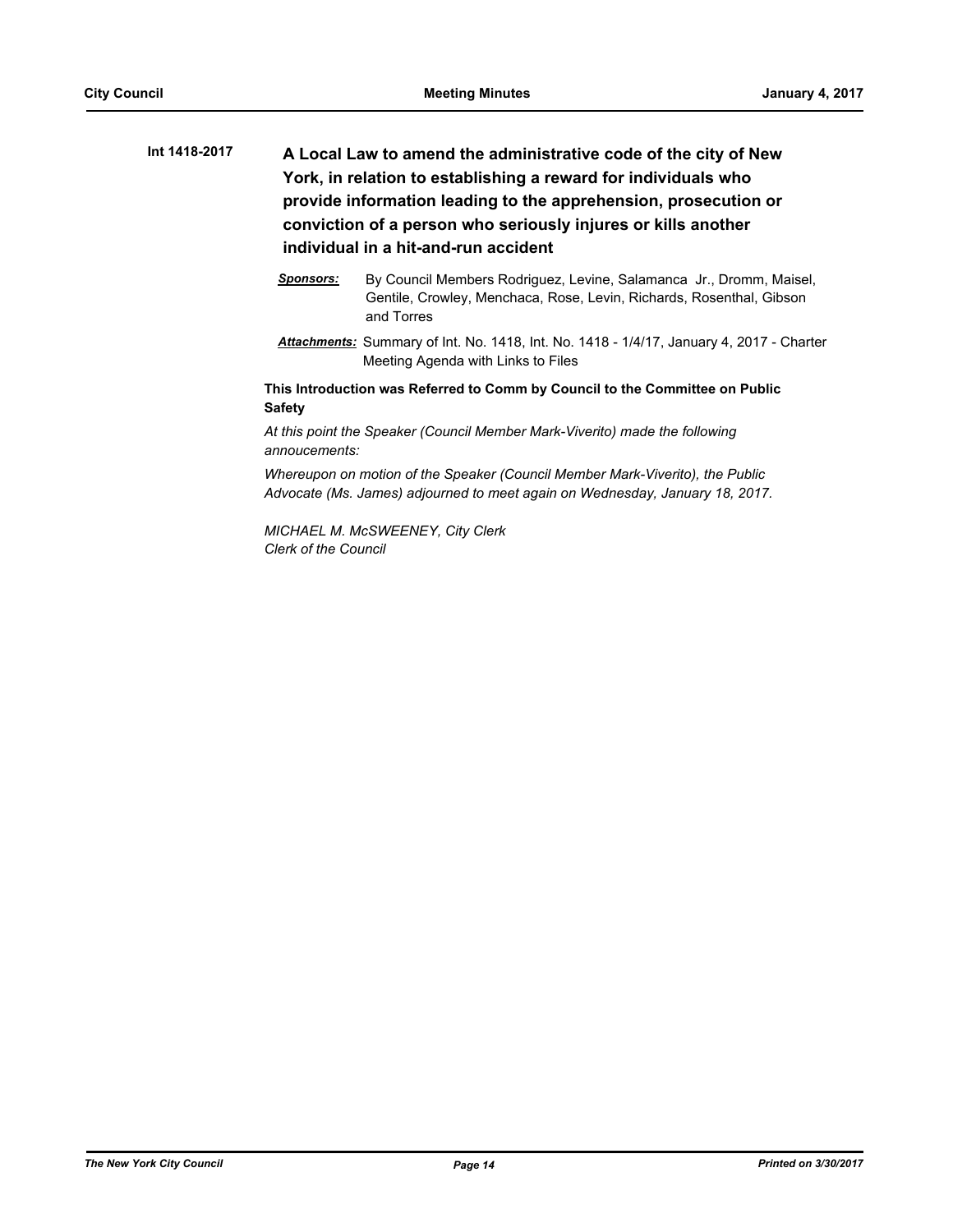**Int 1418-2017** **A Local Law to amend the administrative code of the city of New York, in relation to establishing a reward for individuals who provide information leading to the apprehension, prosecution or conviction of a person who seriously injures or kills another individual in a hit-and-run accident**

***Sponsors:*** By Council Members Rodriguez, Levine, Salamanca Jr., Dromm, Maisel, Gentile, Crowley, Menchaca, Rose, Levin, Richards, Rosenthal, Gibson and Torres

***Attachments:*** Summary of Int. No. 1418, Int. No. 1418 - 1/4/17, January 4, 2017 - Charter Meeting Agenda with Links to Files

**This Introduction was Referred to Comm by Council to the Committee on Public Safety**

*At this point the Speaker (Council Member Mark-Viverito) made the following annoucements:*

*Whereupon on motion of the Speaker (Council Member Mark-Viverito), the Public Advocate (Ms. James) adjourned to meet again on Wednesday, January 18, 2017.*

*MICHAEL M. McSWEENEY, City Clerk*
*Clerk of the Council*